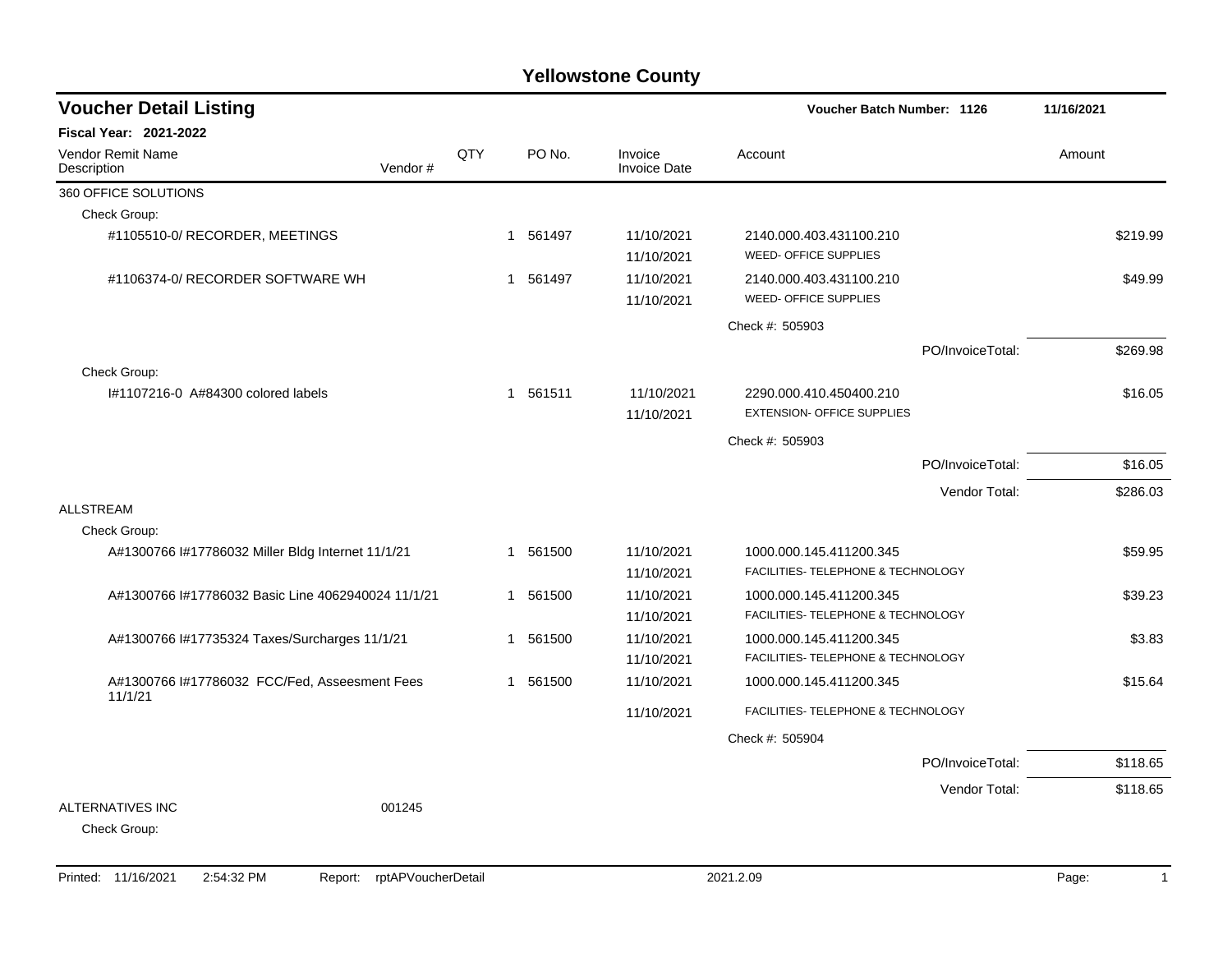# Yellowstone County

## Voucher Detail Listing

**Voucher Batch Number: 1126** 11/16/2021

**Fiscal Year: 2021-2022**

| Vendor Remit Name / Description | Vendor # | QTY | PO No. | Invoice / Invoice Date | Account | Amount |
|---|---|---|---|---|---|---|
| 360 OFFICE SOLUTIONS | | | | | | |
| Check Group: | | | | | | |
| #1105510-0/ RECORDER, MEETINGS | | 1 | 561497 | 11/10/2021 | 2140.000.403.431100.210 | $219.99 |
| | | | | 11/10/2021 | WEED- OFFICE SUPPLIES | |
| #1106374-0/ RECORDER SOFTWARE WH | | 1 | 561497 | 11/10/2021 | 2140.000.403.431100.210 | $49.99 |
| | | | | 11/10/2021 | WEED- OFFICE SUPPLIES | |
| | | | | | Check #: 505903 | |
| | | | | | PO/InvoiceTotal: | $269.98 |
| Check Group: | | | | | | |
| I#1107216-0 A#84300 colored labels | | 1 | 561511 | 11/10/2021 | 2290.000.410.450400.210 | $16.05 |
| | | | | 11/10/2021 | EXTENSION- OFFICE SUPPLIES | |
| | | | | | Check #: 505903 | |
| | | | | | PO/InvoiceTotal: | $16.05 |
| | | | | | Vendor Total: | $286.03 |
| ALLSTREAM | | | | | | |
| Check Group: | | | | | | |
| A#1300766 I#17786032 Miller Bldg Internet 11/1/21 | | 1 | 561500 | 11/10/2021 | 1000.000.145.411200.345 | $59.95 |
| | | | | 11/10/2021 | FACILITIES- TELEPHONE & TECHNOLOGY | |
| A#1300766 I#17786032 Basic Line 4062940024 11/1/21 | | 1 | 561500 | 11/10/2021 | 1000.000.145.411200.345 | $39.23 |
| | | | | 11/10/2021 | FACILITIES- TELEPHONE & TECHNOLOGY | |
| A#1300766 I#17735324 Taxes/Surcharges 11/1/21 | | 1 | 561500 | 11/10/2021 | 1000.000.145.411200.345 | $3.83 |
| | | | | 11/10/2021 | FACILITIES- TELEPHONE & TECHNOLOGY | |
| A#1300766 I#17786032 FCC/Fed, Asseesment Fees 11/1/21 | | 1 | 561500 | 11/10/2021 | 1000.000.145.411200.345 | $15.64 |
| | | | | 11/10/2021 | FACILITIES- TELEPHONE & TECHNOLOGY | |
| | | | | | Check #: 505904 | |
| | | | | | PO/InvoiceTotal: | $118.65 |
| | | | | | Vendor Total: | $118.65 |
| ALTERNATIVES INC | 001245 | | | | | |
| Check Group: | | | | | | |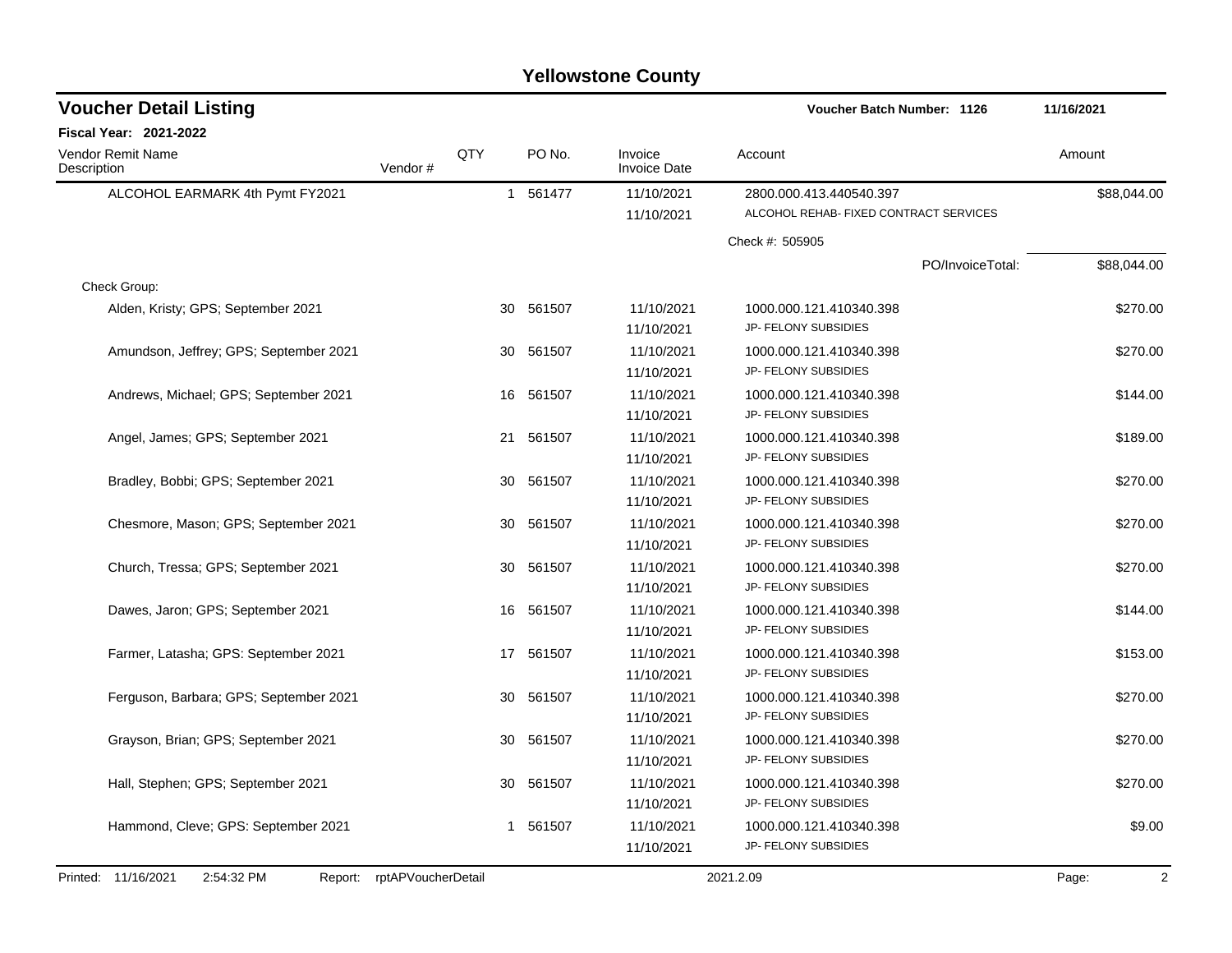# Yellowstone County

## Voucher Detail Listing

**Voucher Batch Number: 1126** 11/16/2021

**Fiscal Year: 2021-2022**

| Vendor Remit Name / Description | Vendor # | QTY | PO No. | Invoice / Invoice Date | Account | Amount |
|---|---|---|---|---|---|---|
| ALCOHOL EARMARK 4th Pymt FY2021 | | 1 | 561477 | 11/10/2021<br>11/10/2021 | 2800.000.413.440540.397<br>ALCOHOL REHAB- FIXED CONTRACT SERVICES | $88,044.00 |
| | | | | | Check #: 505905 | |
| | | | | | PO/InvoiceTotal: | $88,044.00 |
| Check Group: | | | | | | |
| Alden, Kristy; GPS; September 2021 | | 30 | 561507 | 11/10/2021<br>11/10/2021 | 1000.000.121.410340.398<br>JP- FELONY SUBSIDIES | $270.00 |
| Amundson, Jeffrey; GPS; September 2021 | | 30 | 561507 | 11/10/2021<br>11/10/2021 | 1000.000.121.410340.398<br>JP- FELONY SUBSIDIES | $270.00 |
| Andrews, Michael; GPS; September 2021 | | 16 | 561507 | 11/10/2021<br>11/10/2021 | 1000.000.121.410340.398<br>JP- FELONY SUBSIDIES | $144.00 |
| Angel, James; GPS; September 2021 | | 21 | 561507 | 11/10/2021<br>11/10/2021 | 1000.000.121.410340.398<br>JP- FELONY SUBSIDIES | $189.00 |
| Bradley, Bobbi; GPS; September 2021 | | 30 | 561507 | 11/10/2021<br>11/10/2021 | 1000.000.121.410340.398<br>JP- FELONY SUBSIDIES | $270.00 |
| Chesmore, Mason; GPS; September 2021 | | 30 | 561507 | 11/10/2021<br>11/10/2021 | 1000.000.121.410340.398<br>JP- FELONY SUBSIDIES | $270.00 |
| Church, Tressa; GPS; September 2021 | | 30 | 561507 | 11/10/2021<br>11/10/2021 | 1000.000.121.410340.398<br>JP- FELONY SUBSIDIES | $270.00 |
| Dawes, Jaron; GPS; September 2021 | | 16 | 561507 | 11/10/2021<br>11/10/2021 | 1000.000.121.410340.398<br>JP- FELONY SUBSIDIES | $144.00 |
| Farmer, Latasha; GPS: September 2021 | | 17 | 561507 | 11/10/2021<br>11/10/2021 | 1000.000.121.410340.398<br>JP- FELONY SUBSIDIES | $153.00 |
| Ferguson, Barbara; GPS; September 2021 | | 30 | 561507 | 11/10/2021<br>11/10/2021 | 1000.000.121.410340.398<br>JP- FELONY SUBSIDIES | $270.00 |
| Grayson, Brian; GPS; September 2021 | | 30 | 561507 | 11/10/2021<br>11/10/2021 | 1000.000.121.410340.398<br>JP- FELONY SUBSIDIES | $270.00 |
| Hall, Stephen; GPS; September 2021 | | 30 | 561507 | 11/10/2021<br>11/10/2021 | 1000.000.121.410340.398<br>JP- FELONY SUBSIDIES | $270.00 |
| Hammond, Cleve; GPS: September 2021 | | 1 | 561507 | 11/10/2021<br>11/10/2021 | 1000.000.121.410340.398<br>JP- FELONY SUBSIDIES | $9.00 |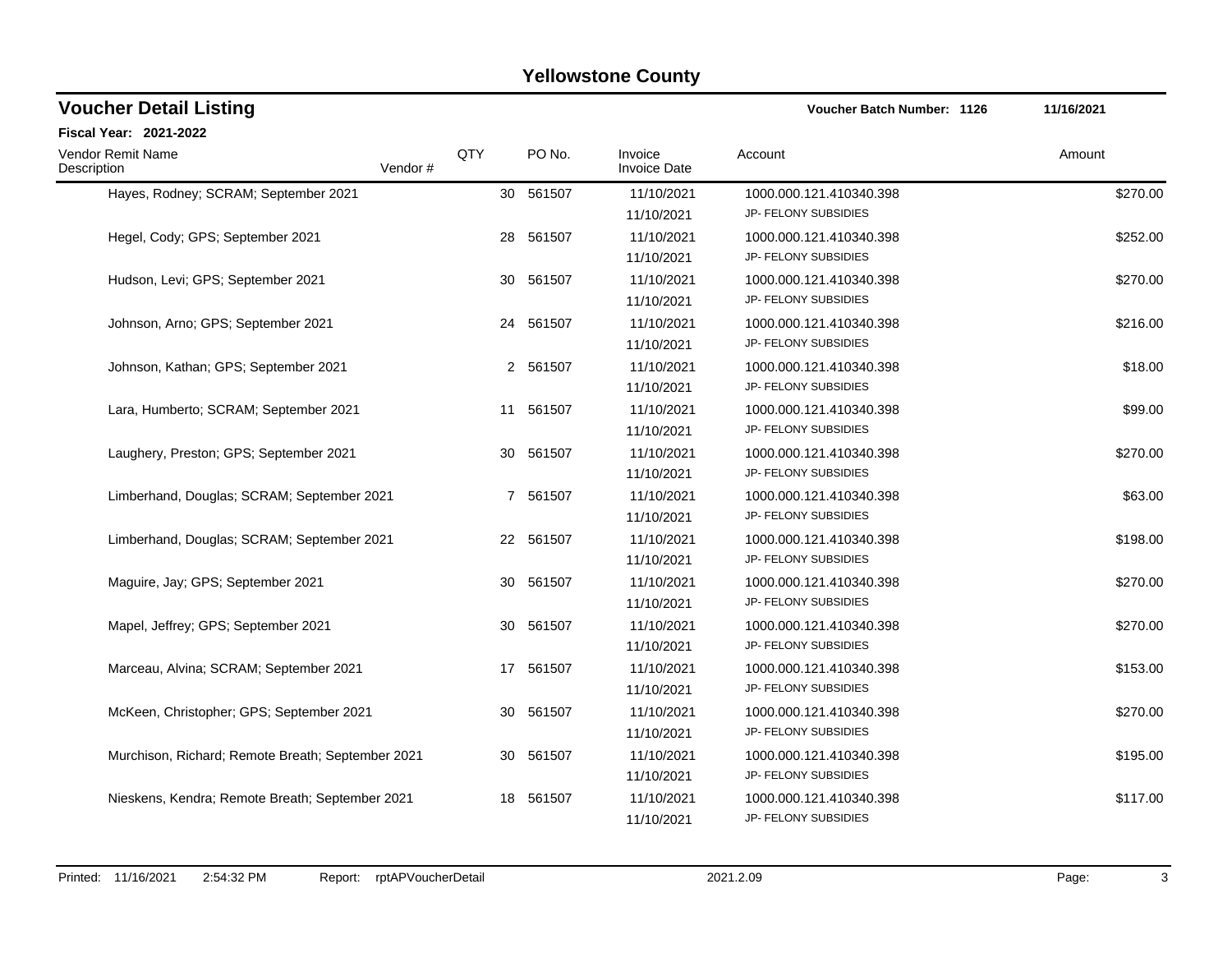# Yellowstone County

## Voucher Detail Listing

**Voucher Batch Number: 1126** 11/16/2021

**Fiscal Year: 2021-2022**

| Vendor Remit Name / Description | Vendor # | QTY | PO No. | Invoice / Invoice Date | Account | Amount |
|---|---|---|---|---|---|---|
| Hayes, Rodney; SCRAM; September 2021 | | 30 | 561507 | 11/10/2021<br>11/10/2021 | 1000.000.121.410340.398<br>JP- FELONY SUBSIDIES | $270.00 |
| Hegel, Cody; GPS; September 2021 | | 28 | 561507 | 11/10/2021<br>11/10/2021 | 1000.000.121.410340.398<br>JP- FELONY SUBSIDIES | $252.00 |
| Hudson, Levi; GPS; September 2021 | | 30 | 561507 | 11/10/2021<br>11/10/2021 | 1000.000.121.410340.398<br>JP- FELONY SUBSIDIES | $270.00 |
| Johnson, Arno; GPS; September 2021 | | 24 | 561507 | 11/10/2021<br>11/10/2021 | 1000.000.121.410340.398<br>JP- FELONY SUBSIDIES | $216.00 |
| Johnson, Kathan; GPS; September 2021 | | 2 | 561507 | 11/10/2021<br>11/10/2021 | 1000.000.121.410340.398<br>JP- FELONY SUBSIDIES | $18.00 |
| Lara, Humberto; SCRAM; September 2021 | | 11 | 561507 | 11/10/2021<br>11/10/2021 | 1000.000.121.410340.398<br>JP- FELONY SUBSIDIES | $99.00 |
| Laughery, Preston; GPS; September 2021 | | 30 | 561507 | 11/10/2021<br>11/10/2021 | 1000.000.121.410340.398<br>JP- FELONY SUBSIDIES | $270.00 |
| Limberhand, Douglas; SCRAM; September 2021 | | 7 | 561507 | 11/10/2021<br>11/10/2021 | 1000.000.121.410340.398<br>JP- FELONY SUBSIDIES | $63.00 |
| Limberhand, Douglas; SCRAM; September 2021 | | 22 | 561507 | 11/10/2021<br>11/10/2021 | 1000.000.121.410340.398<br>JP- FELONY SUBSIDIES | $198.00 |
| Maguire, Jay; GPS; September 2021 | | 30 | 561507 | 11/10/2021<br>11/10/2021 | 1000.000.121.410340.398<br>JP- FELONY SUBSIDIES | $270.00 |
| Mapel, Jeffrey; GPS; September 2021 | | 30 | 561507 | 11/10/2021<br>11/10/2021 | 1000.000.121.410340.398<br>JP- FELONY SUBSIDIES | $270.00 |
| Marceau, Alvina; SCRAM; September 2021 | | 17 | 561507 | 11/10/2021<br>11/10/2021 | 1000.000.121.410340.398<br>JP- FELONY SUBSIDIES | $153.00 |
| McKeen, Christopher; GPS; September 2021 | | 30 | 561507 | 11/10/2021<br>11/10/2021 | 1000.000.121.410340.398<br>JP- FELONY SUBSIDIES | $270.00 |
| Murchison, Richard; Remote Breath; September 2021 | | 30 | 561507 | 11/10/2021<br>11/10/2021 | 1000.000.121.410340.398<br>JP- FELONY SUBSIDIES | $195.00 |
| Nieskens, Kendra; Remote Breath; September 2021 | | 18 | 561507 | 11/10/2021<br>11/10/2021 | 1000.000.121.410340.398<br>JP- FELONY SUBSIDIES | $117.00 |

Printed: 11/16/2021 2:54:32 PM Report: rptAPVoucherDetail 2021.2.09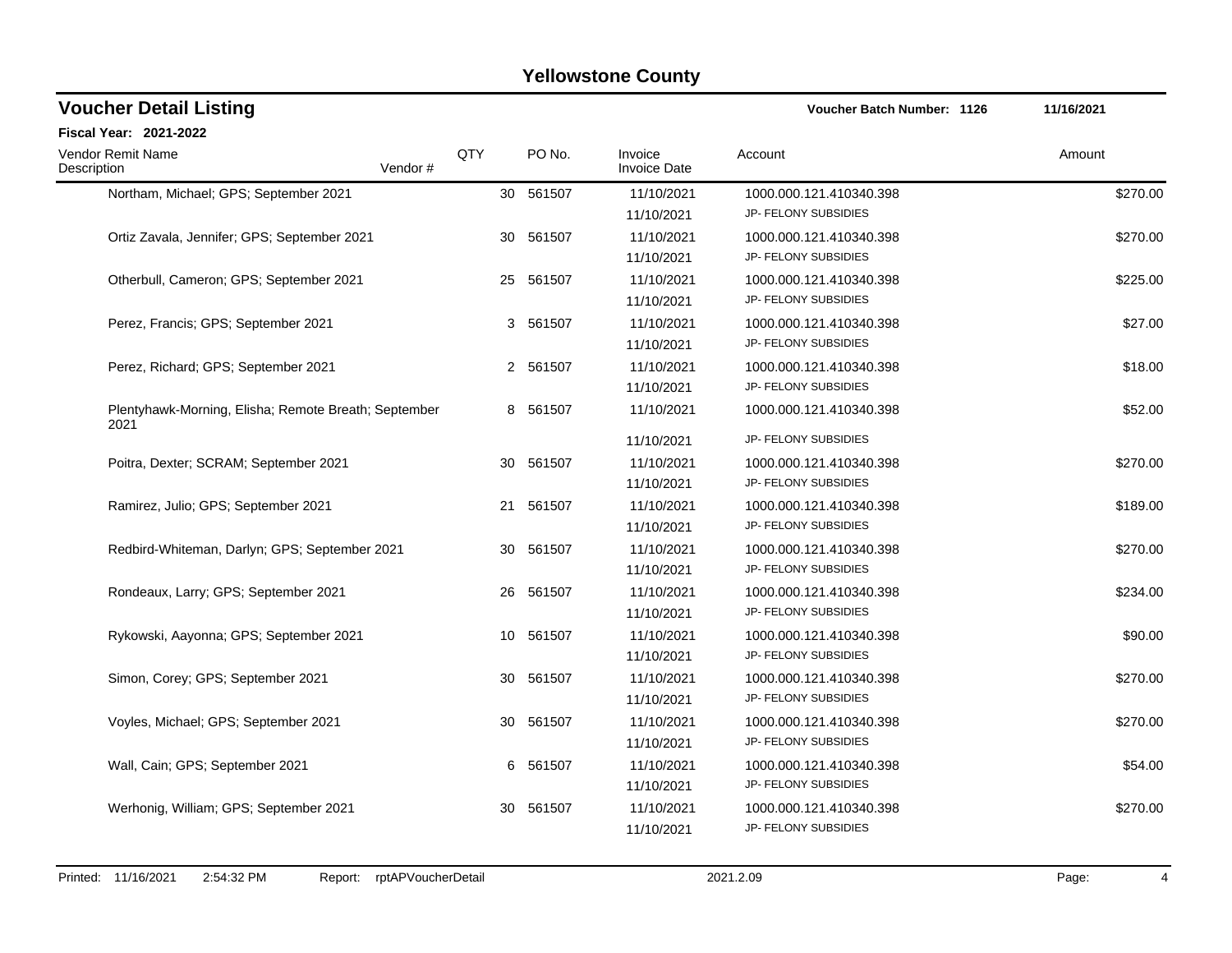# Yellowstone County

## Voucher Detail Listing

**Voucher Batch Number: 1126** 11/16/2021

**Fiscal Year: 2021-2022**

| Vendor Remit Name / Description | Vendor # | QTY | PO No. | Invoice / Invoice Date | Account | Amount |
|---|---|---|---|---|---|---|
| Northam, Michael; GPS; September 2021 | | 30 | 561507 | 11/10/2021<br>11/10/2021 | 1000.000.121.410340.398<br>JP- FELONY SUBSIDIES | $270.00 |
| Ortiz Zavala, Jennifer; GPS; September 2021 | | 30 | 561507 | 11/10/2021<br>11/10/2021 | 1000.000.121.410340.398<br>JP- FELONY SUBSIDIES | $270.00 |
| Otherbull, Cameron; GPS; September 2021 | | 25 | 561507 | 11/10/2021<br>11/10/2021 | 1000.000.121.410340.398<br>JP- FELONY SUBSIDIES | $225.00 |
| Perez, Francis; GPS; September 2021 | | 3 | 561507 | 11/10/2021<br>11/10/2021 | 1000.000.121.410340.398<br>JP- FELONY SUBSIDIES | $27.00 |
| Perez, Richard; GPS; September 2021 | | 2 | 561507 | 11/10/2021<br>11/10/2021 | 1000.000.121.410340.398<br>JP- FELONY SUBSIDIES | $18.00 |
| Plentyhawk-Morning, Elisha; Remote Breath; September 2021 | | 8 | 561507 | 11/10/2021<br>11/10/2021 | 1000.000.121.410340.398<br>JP- FELONY SUBSIDIES | $52.00 |
| Poitra, Dexter; SCRAM; September 2021 | | 30 | 561507 | 11/10/2021<br>11/10/2021 | 1000.000.121.410340.398<br>JP- FELONY SUBSIDIES | $270.00 |
| Ramirez, Julio; GPS; September 2021 | | 21 | 561507 | 11/10/2021<br>11/10/2021 | 1000.000.121.410340.398<br>JP- FELONY SUBSIDIES | $189.00 |
| Redbird-Whiteman, Darlyn; GPS; September 2021 | | 30 | 561507 | 11/10/2021<br>11/10/2021 | 1000.000.121.410340.398<br>JP- FELONY SUBSIDIES | $270.00 |
| Rondeaux, Larry; GPS; September 2021 | | 26 | 561507 | 11/10/2021<br>11/10/2021 | 1000.000.121.410340.398<br>JP- FELONY SUBSIDIES | $234.00 |
| Rykowski, Aayonna; GPS; September 2021 | | 10 | 561507 | 11/10/2021<br>11/10/2021 | 1000.000.121.410340.398<br>JP- FELONY SUBSIDIES | $90.00 |
| Simon, Corey; GPS; September 2021 | | 30 | 561507 | 11/10/2021<br>11/10/2021 | 1000.000.121.410340.398<br>JP- FELONY SUBSIDIES | $270.00 |
| Voyles, Michael; GPS; September 2021 | | 30 | 561507 | 11/10/2021<br>11/10/2021 | 1000.000.121.410340.398<br>JP- FELONY SUBSIDIES | $270.00 |
| Wall, Cain; GPS; September 2021 | | 6 | 561507 | 11/10/2021<br>11/10/2021 | 1000.000.121.410340.398<br>JP- FELONY SUBSIDIES | $54.00 |
| Werhonig, William; GPS; September 2021 | | 30 | 561507 | 11/10/2021<br>11/10/2021 | 1000.000.121.410340.398<br>JP- FELONY SUBSIDIES | $270.00 |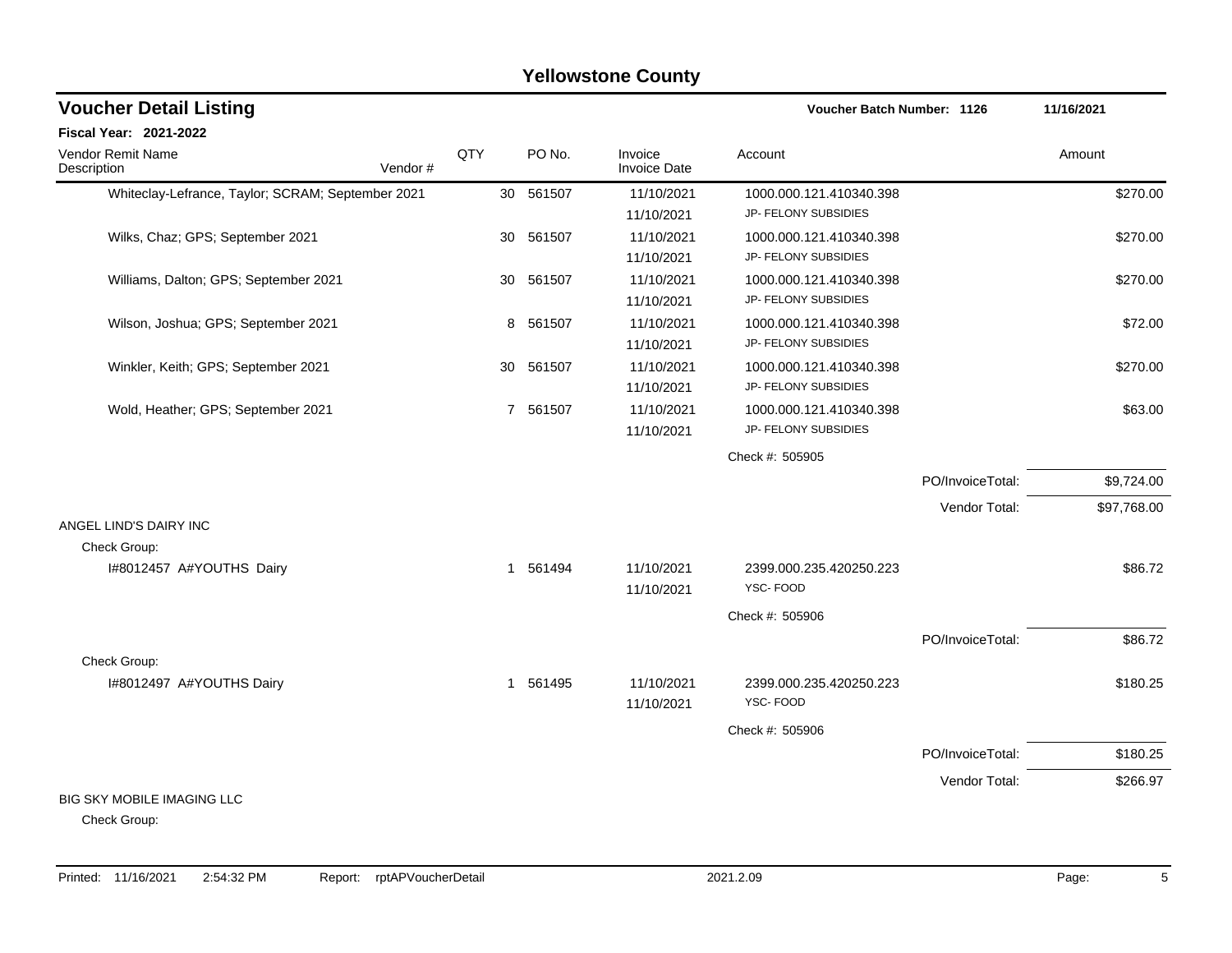# Yellowstone County

## Voucher Detail Listing

**Voucher Batch Number: 1126** — 11/16/2021

**Fiscal Year: 2021-2022**

| Vendor Remit Name / Description | Vendor # | QTY | PO No. | Invoice / Invoice Date | Account | | Amount |
|---|---|---|---|---|---|---|---|
| Whiteclay-Lefrance, Taylor; SCRAM; September 2021 | | 30 | 561507 | 11/10/2021 / 11/10/2021 | 1000.000.121.410340.398 JP- FELONY SUBSIDIES | | $270.00 |
| Wilks, Chaz; GPS; September 2021 | | 30 | 561507 | 11/10/2021 / 11/10/2021 | 1000.000.121.410340.398 JP- FELONY SUBSIDIES | | $270.00 |
| Williams, Dalton; GPS; September 2021 | | 30 | 561507 | 11/10/2021 / 11/10/2021 | 1000.000.121.410340.398 JP- FELONY SUBSIDIES | | $270.00 |
| Wilson, Joshua; GPS; September 2021 | | 8 | 561507 | 11/10/2021 / 11/10/2021 | 1000.000.121.410340.398 JP- FELONY SUBSIDIES | | $72.00 |
| Winkler, Keith; GPS; September 2021 | | 30 | 561507 | 11/10/2021 / 11/10/2021 | 1000.000.121.410340.398 JP- FELONY SUBSIDIES | | $270.00 |
| Wold, Heather; GPS; September 2021 | | 7 | 561507 | 11/10/2021 / 11/10/2021 | 1000.000.121.410340.398 JP- FELONY SUBSIDIES | | $63.00 |
| | | | | | Check #: 505905 | | |
| | | | | | | PO/InvoiceTotal: | $9,724.00 |
| | | | | | | Vendor Total: | $97,768.00 |
| **ANGEL LIND'S DAIRY INC** | | | | | | | |
| Check Group: | | | | | | | |
| I#8012457 A#YOUTHS Dairy | | 1 | 561494 | 11/10/2021 / 11/10/2021 | 2399.000.235.420250.223 YSC- FOOD | | $86.72 |
| | | | | | Check #: 505906 | | |
| | | | | | | PO/InvoiceTotal: | $86.72 |
| Check Group: | | | | | | | |
| I#8012497 A#YOUTHS Dairy | | 1 | 561495 | 11/10/2021 / 11/10/2021 | 2399.000.235.420250.223 YSC- FOOD | | $180.25 |
| | | | | | Check #: 505906 | | |
| | | | | | | PO/InvoiceTotal: | $180.25 |
| | | | | | | Vendor Total: | $266.97 |
| **BIG SKY MOBILE IMAGING LLC** | | | | | | | |
| Check Group: | | | | | | | |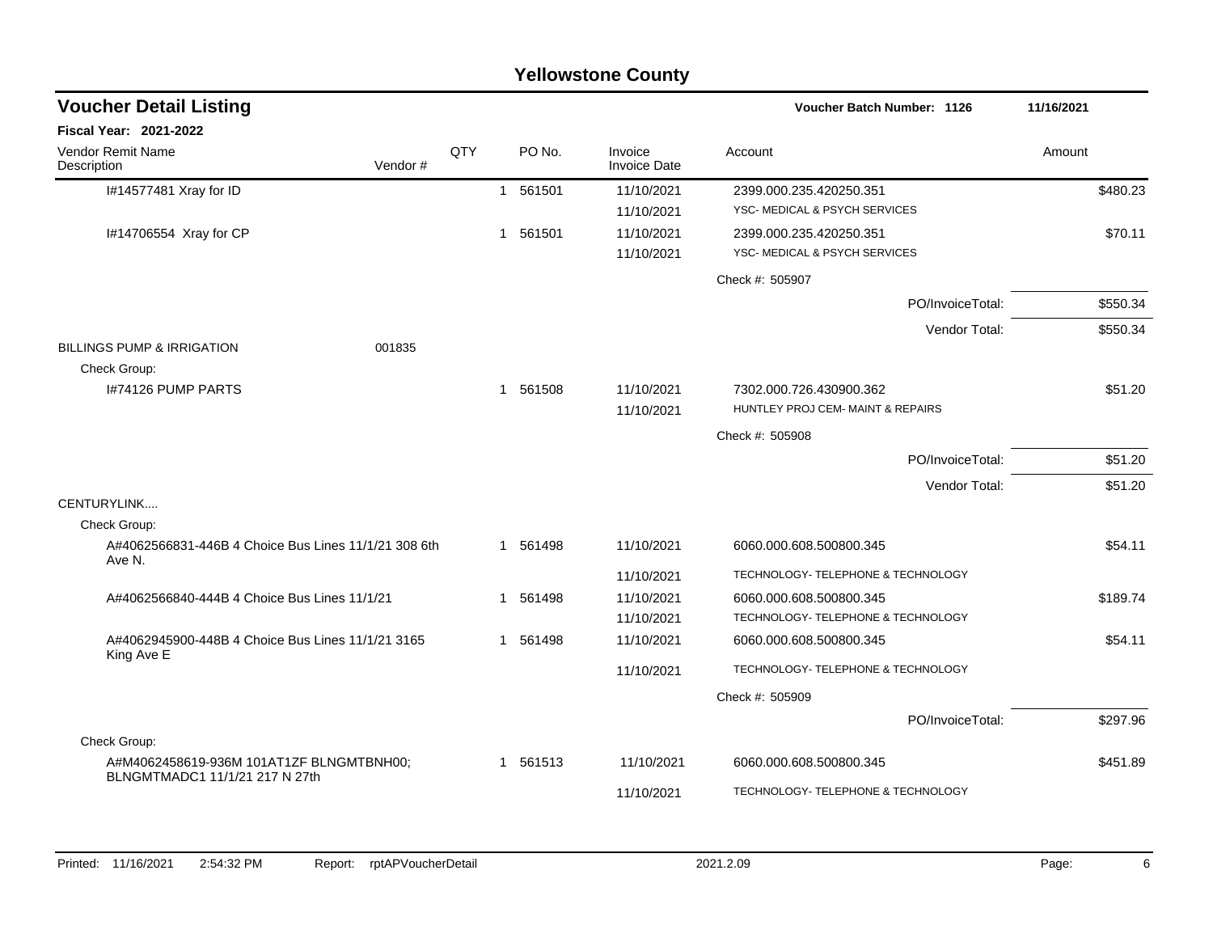# Yellowstone County

## Voucher Detail Listing

**Voucher Batch Number: 1126** 11/16/2021

**Fiscal Year: 2021-2022**

| Vendor Remit Name / Description | Vendor # | QTY | PO No. | Invoice / Invoice Date | Account | Amount |
|---|---|---|---|---|---|---|
| I#14577481 Xray for ID | | 1 | 561501 | 11/10/2021 | 2399.000.235.420250.351 | $480.23 |
| | | | | 11/10/2021 | YSC- MEDICAL & PSYCH SERVICES | |
| I#14706554 Xray for CP | | 1 | 561501 | 11/10/2021 | 2399.000.235.420250.351 | $70.11 |
| | | | | 11/10/2021 | YSC- MEDICAL & PSYCH SERVICES | |
| | | | | | Check #: 505907 | |
| | | | | | PO/InvoiceTotal: | $550.34 |
| | | | | | Vendor Total: | $550.34 |
| BILLINGS PUMP & IRRIGATION | 001835 | | | | | |
| Check Group: | | | | | | |
| I#74126 PUMP PARTS | | 1 | 561508 | 11/10/2021 | 7302.000.726.430900.362 | $51.20 |
| | | | | 11/10/2021 | HUNTLEY PROJ CEM- MAINT & REPAIRS | |
| | | | | | Check #: 505908 | |
| | | | | | PO/InvoiceTotal: | $51.20 |
| | | | | | Vendor Total: | $51.20 |
| CENTURYLINK.... | | | | | | |
| Check Group: | | | | | | |
| A#4062566831-446B 4 Choice Bus Lines 11/1/21 308 6th Ave N. | | 1 | 561498 | 11/10/2021 | 6060.000.608.500800.345 | $54.11 |
| | | | | 11/10/2021 | TECHNOLOGY- TELEPHONE & TECHNOLOGY | |
| A#4062566840-444B 4 Choice Bus Lines 11/1/21 | | 1 | 561498 | 11/10/2021 | 6060.000.608.500800.345 | $189.74 |
| | | | | 11/10/2021 | TECHNOLOGY- TELEPHONE & TECHNOLOGY | |
| A#4062945900-448B 4 Choice Bus Lines 11/1/21 3165 King Ave E | | 1 | 561498 | 11/10/2021 | 6060.000.608.500800.345 | $54.11 |
| | | | | 11/10/2021 | TECHNOLOGY- TELEPHONE & TECHNOLOGY | |
| | | | | | Check #: 505909 | |
| | | | | | PO/InvoiceTotal: | $297.96 |
| Check Group: | | | | | | |
| A#M4062458619-936M 101AT1ZF BLNGMTBNH00; BLNGMTMADC1 11/1/21 217 N 27th | | 1 | 561513 | 11/10/2021 | 6060.000.608.500800.345 | $451.89 |
| | | | | 11/10/2021 | TECHNOLOGY- TELEPHONE & TECHNOLOGY | |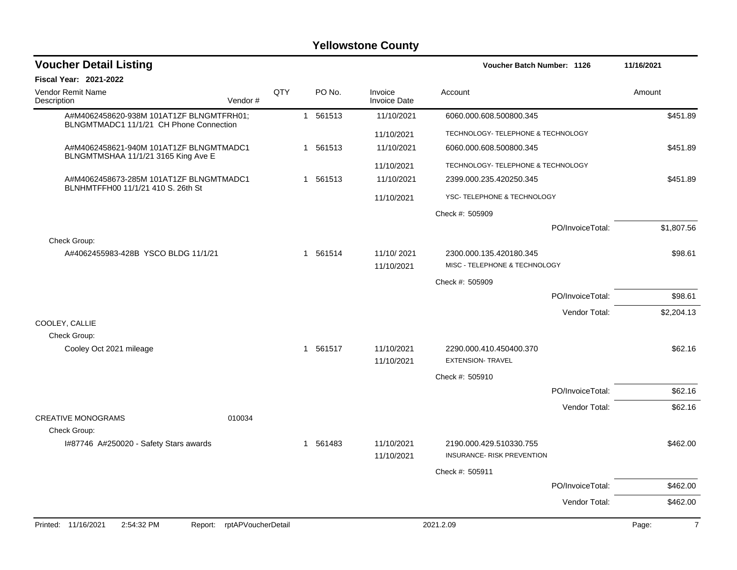# Yellowstone County

## Voucher Detail Listing

**Voucher Batch Number: 1126** — 11/16/2021

**Fiscal Year: 2021-2022**

| Vendor Remit Name / Description | Vendor # | QTY | PO No. | Invoice / Invoice Date | Account | Amount |
|---|---|---|---|---|---|---|
| A#M4062458620-938M 101AT1ZF BLNGMTFRH01; BLNGMTMADC1 11/1/21 CH Phone Connection | | 1 | 561513 | 11/10/2021 | 6060.000.608.500800.345 | $451.89 |
| | | | | 11/10/2021 | TECHNOLOGY- TELEPHONE & TECHNOLOGY | |
| A#M4062458621-940M 101AT1ZF BLNGMTMADC1 BLNGMTMSHAA 11/1/21 3165 King Ave E | | 1 | 561513 | 11/10/2021 | 6060.000.608.500800.345 | $451.89 |
| | | | | 11/10/2021 | TECHNOLOGY- TELEPHONE & TECHNOLOGY | |
| A#M4062458673-285M 101AT1ZF BLNGMTMADC1 BLNHMTFFH00 11/1/21 410 S. 26th St | | 1 | 561513 | 11/10/2021 | 2399.000.235.420250.345 | $451.89 |
| | | | | 11/10/2021 | YSC- TELEPHONE & TECHNOLOGY | |
| | | | | | Check #: 505909 | |
| | | | | | PO/InvoiceTotal: | $1,807.56 |
| Check Group: | | | | | | |
| A#4062455983-428B YSCO BLDG 11/1/21 | | 1 | 561514 | 11/10/ 2021 | 2300.000.135.420180.345 | $98.61 |
| | | | | 11/10/2021 | MISC - TELEPHONE & TECHNOLOGY | |
| | | | | | Check #: 505909 | |
| | | | | | PO/InvoiceTotal: | $98.61 |
| | | | | | Vendor Total: | $2,204.13 |
| COOLEY, CALLIE | | | | | | |
| Check Group: | | | | | | |
| Cooley Oct 2021 mileage | | 1 | 561517 | 11/10/2021 | 2290.000.410.450400.370 | $62.16 |
| | | | | 11/10/2021 | EXTENSION- TRAVEL | |
| | | | | | Check #: 505910 | |
| | | | | | PO/InvoiceTotal: | $62.16 |
| | | | | | Vendor Total: | $62.16 |
| CREATIVE MONOGRAMS | 010034 | | | | | |
| Check Group: | | | | | | |
| I#87746 A#250020 - Safety Stars awards | | 1 | 561483 | 11/10/2021 | 2190.000.429.510330.755 | $462.00 |
| | | | | 11/10/2021 | INSURANCE- RISK PREVENTION | |
| | | | | | Check #: 505911 | |
| | | | | | PO/InvoiceTotal: | $462.00 |
| | | | | | Vendor Total: | $462.00 |

Printed: 11/16/2021 2:54:32 PM Report: rptAPVoucherDetail 2021.2.09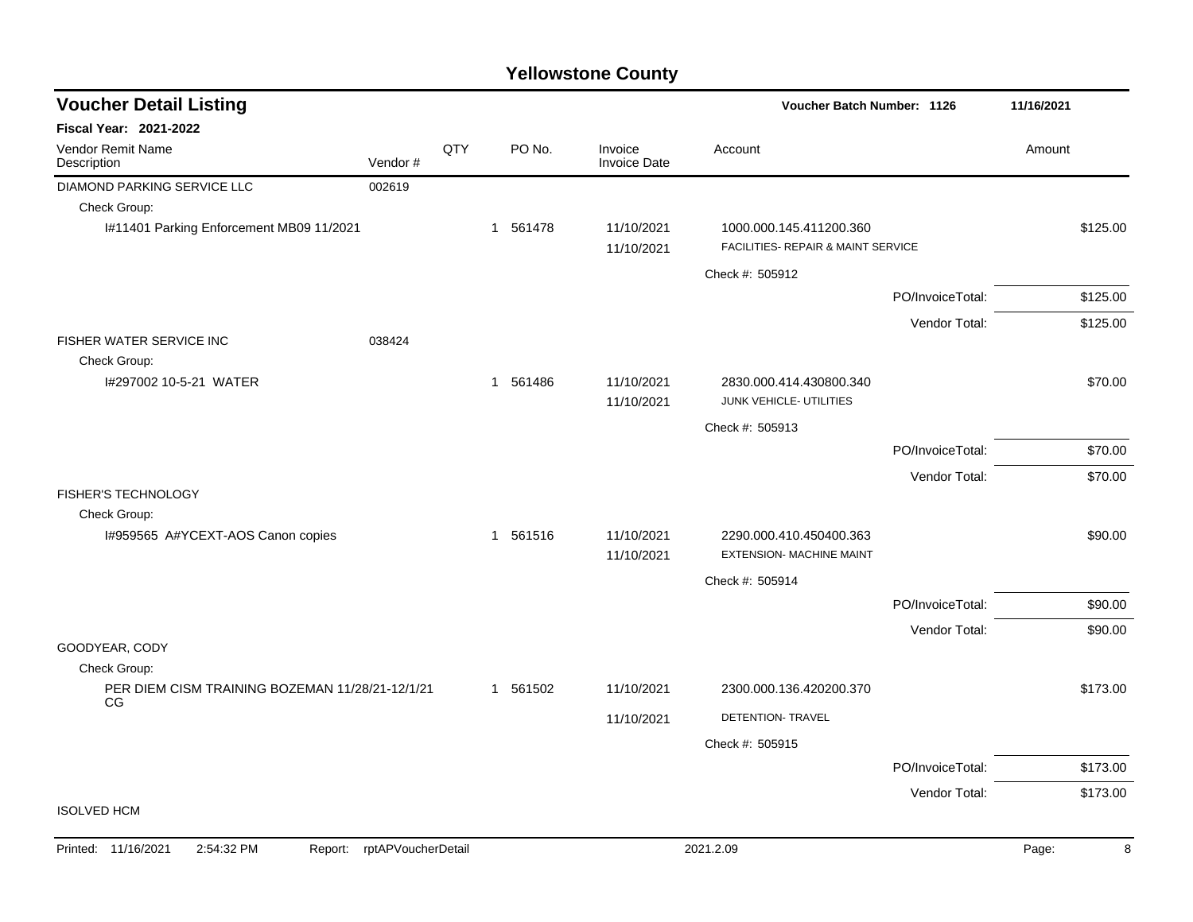# Yellowstone County

## Voucher Detail Listing

**Voucher Batch Number: 1126** | **11/16/2021**

**Fiscal Year: 2021-2022**

| Vendor Remit Name / Description | Vendor # | QTY | PO No. | Invoice / Invoice Date | Account | Amount |
|---|---|---|---|---|---|---|
| DIAMOND PARKING SERVICE LLC | 002619 | | | | | |
| Check Group: | | | | | | |
| I#11401 Parking Enforcement MB09 11/2021 | | 1 | 561478 | 11/10/2021 | 1000.000.145.411200.360 | $125.00 |
| | | | | 11/10/2021 | FACILITIES- REPAIR & MAINT SERVICE | |
| | | | | | Check #: 505912 | |
| | | | | | PO/InvoiceTotal: | $125.00 |
| | | | | | Vendor Total: | $125.00 |
| FISHER WATER SERVICE INC | 038424 | | | | | |
| Check Group: | | | | | | |
| I#297002 10-5-21 WATER | | 1 | 561486 | 11/10/2021 | 2830.000.414.430800.340 | $70.00 |
| | | | | 11/10/2021 | JUNK VEHICLE- UTILITIES | |
| | | | | | Check #: 505913 | |
| | | | | | PO/InvoiceTotal: | $70.00 |
| | | | | | Vendor Total: | $70.00 |
| FISHER'S TECHNOLOGY | | | | | | |
| Check Group: | | | | | | |
| I#959565 A#YCEXT-AOS Canon copies | | 1 | 561516 | 11/10/2021 | 2290.000.410.450400.363 | $90.00 |
| | | | | 11/10/2021 | EXTENSION- MACHINE MAINT | |
| | | | | | Check #: 505914 | |
| | | | | | PO/InvoiceTotal: | $90.00 |
| | | | | | Vendor Total: | $90.00 |
| GOODYEAR, CODY | | | | | | |
| Check Group: | | | | | | |
| PER DIEM CISM TRAINING BOZEMAN 11/28/21-12/1/21 CG | | 1 | 561502 | 11/10/2021 | 2300.000.136.420200.370 | $173.00 |
| | | | | 11/10/2021 | DETENTION- TRAVEL | |
| | | | | | Check #: 505915 | |
| | | | | | PO/InvoiceTotal: | $173.00 |
| | | | | | Vendor Total: | $173.00 |
| ISOLVED HCM | | | | | | |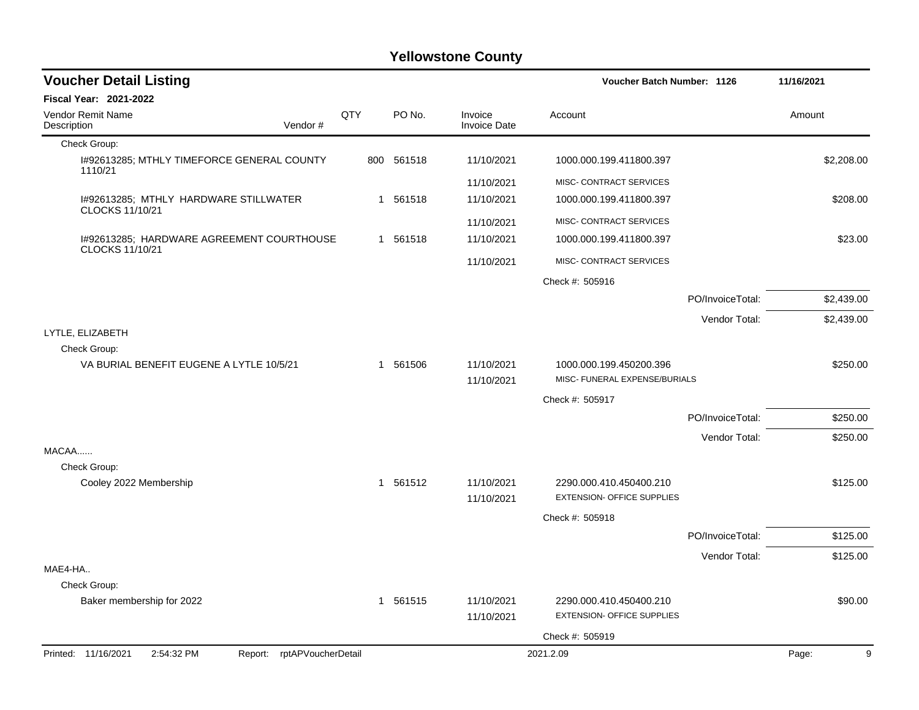# Yellowstone County

## Voucher Detail Listing

**Voucher Batch Number: 1126** — 11/16/2021

**Fiscal Year: 2021-2022**

| Vendor Remit Name / Description | Vendor # | QTY | PO No. | Invoice / Invoice Date | Account | Amount |
|---|---|---|---|---|---|---|
| Check Group: | | | | | | |
| I#92613285; MTHLY TIMEFORCE GENERAL COUNTY 1110/21 | | 800 | 561518 | 11/10/2021 | 1000.000.199.411800.397 | $2,208.00 |
| | | | | 11/10/2021 | MISC- CONTRACT SERVICES | |
| I#92613285; MTHLY HARDWARE STILLWATER CLOCKS 11/10/21 | | 1 | 561518 | 11/10/2021 | 1000.000.199.411800.397 | $208.00 |
| | | | | 11/10/2021 | MISC- CONTRACT SERVICES | |
| I#92613285; HARDWARE AGREEMENT COURTHOUSE CLOCKS 11/10/21 | | 1 | 561518 | 11/10/2021 | 1000.000.199.411800.397 | $23.00 |
| | | | | 11/10/2021 | MISC- CONTRACT SERVICES | |
| | | | | | Check #: 505916 | |
| | | | | | PO/InvoiceTotal: | $2,439.00 |
| | | | | | Vendor Total: | $2,439.00 |
| LYTLE, ELIZABETH | | | | | | |
| Check Group: | | | | | | |
| VA BURIAL BENEFIT EUGENE A LYTLE 10/5/21 | | 1 | 561506 | 11/10/2021 | 1000.000.199.450200.396 | $250.00 |
| | | | | 11/10/2021 | MISC- FUNERAL EXPENSE/BURIALS | |
| | | | | | Check #: 505917 | |
| | | | | | PO/InvoiceTotal: | $250.00 |
| | | | | | Vendor Total: | $250.00 |
| MACAA...... | | | | | | |
| Check Group: | | | | | | |
| Cooley 2022 Membership | | 1 | 561512 | 11/10/2021 | 2290.000.410.450400.210 | $125.00 |
| | | | | 11/10/2021 | EXTENSION- OFFICE SUPPLIES | |
| | | | | | Check #: 505918 | |
| | | | | | PO/InvoiceTotal: | $125.00 |
| | | | | | Vendor Total: | $125.00 |
| MAE4-HA.. | | | | | | |
| Check Group: | | | | | | |
| Baker membership for 2022 | | 1 | 561515 | 11/10/2021 | 2290.000.410.450400.210 | $90.00 |
| | | | | 11/10/2021 | EXTENSION- OFFICE SUPPLIES | |
| | | | | | Check #: 505919 | |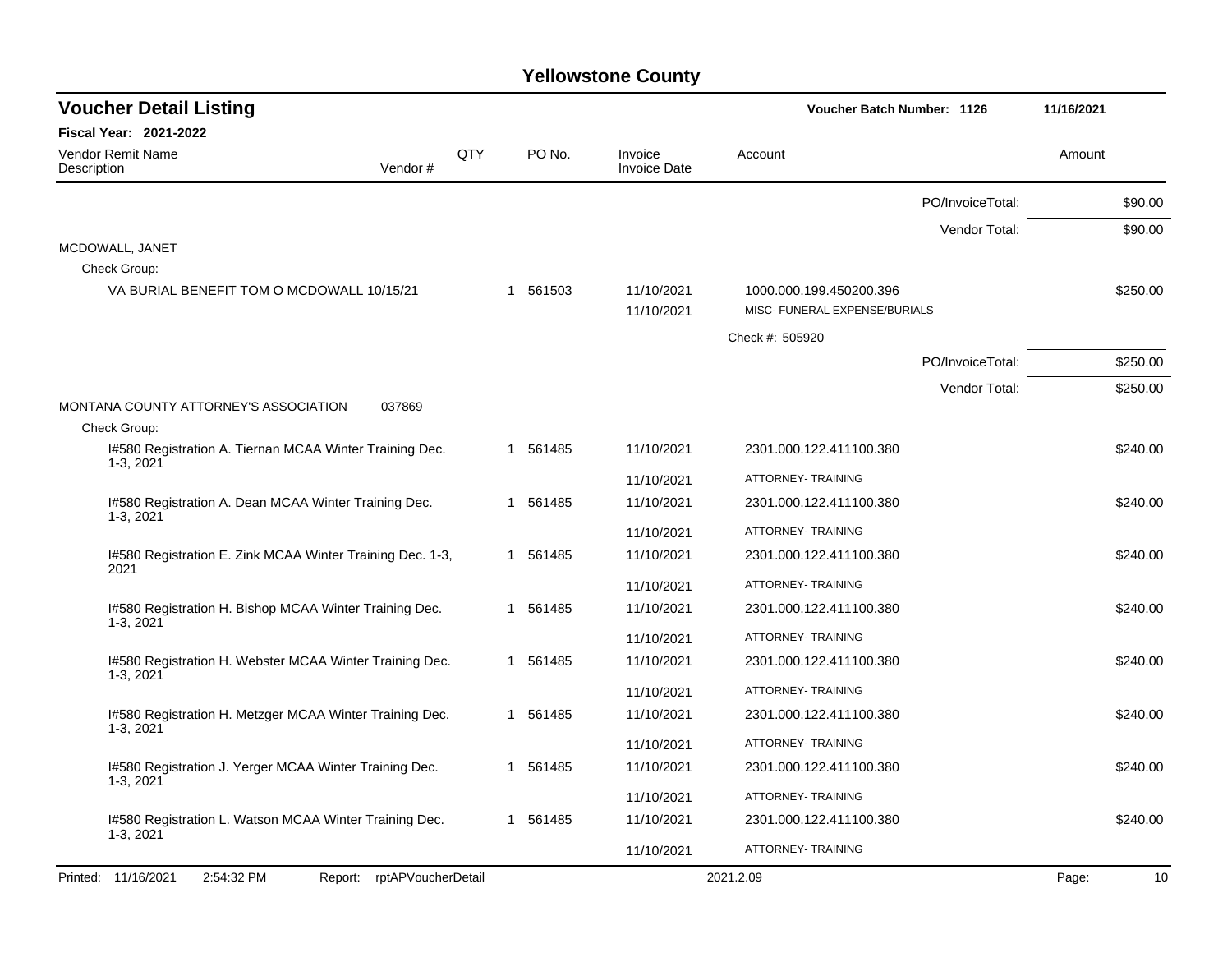# Yellowstone County

## Voucher Detail Listing

**Voucher Batch Number: 1126** — 11/16/2021

**Fiscal Year: 2021-2022**

| Vendor Remit Name / Description | Vendor # | QTY | PO No. | Invoice / Invoice Date | Account | Amount |
|---|---|---|---|---|---|---|
| | | | | | PO/InvoiceTotal: | $90.00 |
| | | | | | Vendor Total: | $90.00 |
| MCDOWALL, JANET | | | | | | |
| Check Group: | | | | | | |
| VA BURIAL BENEFIT TOM O MCDOWALL 10/15/21 | | 1 | 561503 | 11/10/2021 | 1000.000.199.450200.396 | $250.00 |
| | | | | 11/10/2021 | MISC- FUNERAL EXPENSE/BURIALS | |
| | | | | | Check #: 505920 | |
| | | | | | PO/InvoiceTotal: | $250.00 |
| | | | | | Vendor Total: | $250.00 |
| MONTANA COUNTY ATTORNEY'S ASSOCIATION | 037869 | | | | | |
| Check Group: | | | | | | |
| I#580 Registration A. Tiernan MCAA Winter Training Dec. 1-3, 2021 | | 1 | 561485 | 11/10/2021 | 2301.000.122.411100.380 | $240.00 |
| | | | | 11/10/2021 | ATTORNEY- TRAINING | |
| I#580 Registration A. Dean MCAA Winter Training Dec. 1-3, 2021 | | 1 | 561485 | 11/10/2021 | 2301.000.122.411100.380 | $240.00 |
| | | | | 11/10/2021 | ATTORNEY- TRAINING | |
| I#580 Registration E. Zink MCAA Winter Training Dec. 1-3, 2021 | | 1 | 561485 | 11/10/2021 | 2301.000.122.411100.380 | $240.00 |
| | | | | 11/10/2021 | ATTORNEY- TRAINING | |
| I#580 Registration H. Bishop MCAA Winter Training Dec. 1-3, 2021 | | 1 | 561485 | 11/10/2021 | 2301.000.122.411100.380 | $240.00 |
| | | | | 11/10/2021 | ATTORNEY- TRAINING | |
| I#580 Registration H. Webster MCAA Winter Training Dec. 1-3, 2021 | | 1 | 561485 | 11/10/2021 | 2301.000.122.411100.380 | $240.00 |
| | | | | 11/10/2021 | ATTORNEY- TRAINING | |
| I#580 Registration H. Metzger MCAA Winter Training Dec. 1-3, 2021 | | 1 | 561485 | 11/10/2021 | 2301.000.122.411100.380 | $240.00 |
| | | | | 11/10/2021 | ATTORNEY- TRAINING | |
| I#580 Registration J. Yerger MCAA Winter Training Dec. 1-3, 2021 | | 1 | 561485 | 11/10/2021 | 2301.000.122.411100.380 | $240.00 |
| | | | | 11/10/2021 | ATTORNEY- TRAINING | |
| I#580 Registration L. Watson MCAA Winter Training Dec. 1-3, 2021 | | 1 | 561485 | 11/10/2021 | 2301.000.122.411100.380 | $240.00 |
| | | | | 11/10/2021 | ATTORNEY- TRAINING | |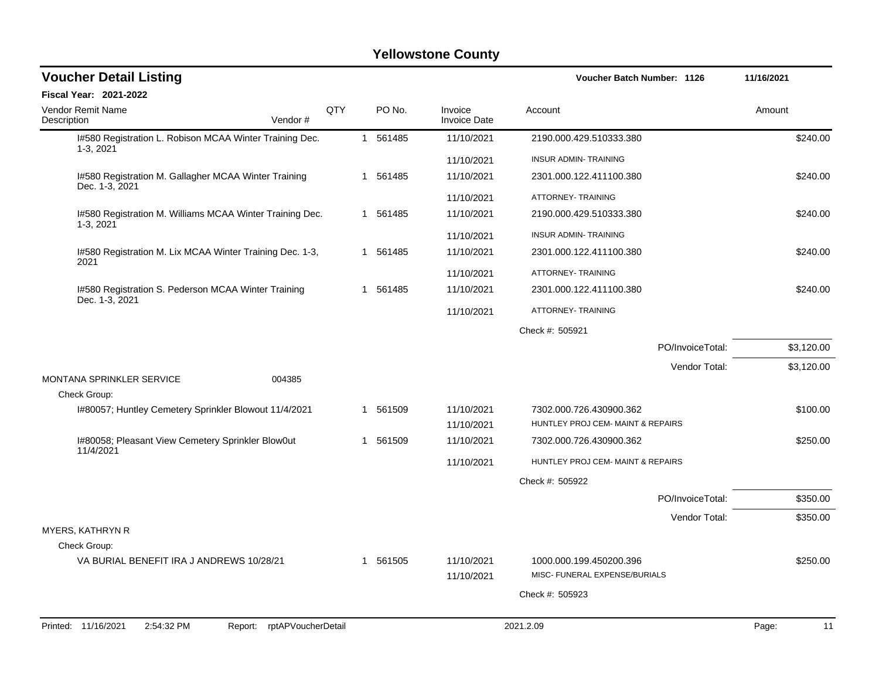# Yellowstone County

## Voucher Detail Listing

**Voucher Batch Number: 1126** 11/16/2021

**Fiscal Year: 2021-2022**

| Vendor Remit Name / Description | Vendor # | QTY | PO No. | Invoice / Invoice Date | Account | Amount |
|---|---|---|---|---|---|---|
| I#580 Registration L. Robison MCAA Winter Training Dec. 1-3, 2021 | | 1 | 561485 | 11/10/2021 | 2190.000.429.510333.380 | $240.00 |
| | | | | 11/10/2021 | INSUR ADMIN- TRAINING | |
| I#580 Registration M. Gallagher MCAA Winter Training Dec. 1-3, 2021 | | 1 | 561485 | 11/10/2021 | 2301.000.122.411100.380 | $240.00 |
| | | | | 11/10/2021 | ATTORNEY- TRAINING | |
| I#580 Registration M. Williams MCAA Winter Training Dec. 1-3, 2021 | | 1 | 561485 | 11/10/2021 | 2190.000.429.510333.380 | $240.00 |
| | | | | 11/10/2021 | INSUR ADMIN- TRAINING | |
| I#580 Registration M. Lix MCAA Winter Training Dec. 1-3, 2021 | | 1 | 561485 | 11/10/2021 | 2301.000.122.411100.380 | $240.00 |
| | | | | 11/10/2021 | ATTORNEY- TRAINING | |
| I#580 Registration S. Pederson MCAA Winter Training Dec. 1-3, 2021 | | 1 | 561485 | 11/10/2021 | 2301.000.122.411100.380 | $240.00 |
| | | | | 11/10/2021 | ATTORNEY- TRAINING | |
| | | | | | Check #: 505921 | |
| | | | | | PO/InvoiceTotal: | $3,120.00 |
| | | | | | Vendor Total: | $3,120.00 |
| MONTANA SPRINKLER SERVICE | 004385 | | | | | |
| Check Group: | | | | | | |
| I#80057; Huntley Cemetery Sprinkler Blowout 11/4/2021 | | 1 | 561509 | 11/10/2021 | 7302.000.726.430900.362 | $100.00 |
| | | | | 11/10/2021 | HUNTLEY PROJ CEM- MAINT & REPAIRS | |
| I#80058; Pleasant View Cemetery Sprinkler Blow0ut 11/4/2021 | | 1 | 561509 | 11/10/2021 | 7302.000.726.430900.362 | $250.00 |
| | | | | 11/10/2021 | HUNTLEY PROJ CEM- MAINT & REPAIRS | |
| | | | | | Check #: 505922 | |
| | | | | | PO/InvoiceTotal: | $350.00 |
| | | | | | Vendor Total: | $350.00 |
| MYERS, KATHRYN R | | | | | | |
| Check Group: | | | | | | |
| VA BURIAL BENEFIT IRA J ANDREWS 10/28/21 | | 1 | 561505 | 11/10/2021 | 1000.000.199.450200.396 | $250.00 |
| | | | | 11/10/2021 | MISC- FUNERAL EXPENSE/BURIALS | |
| | | | | | Check #: 505923 | |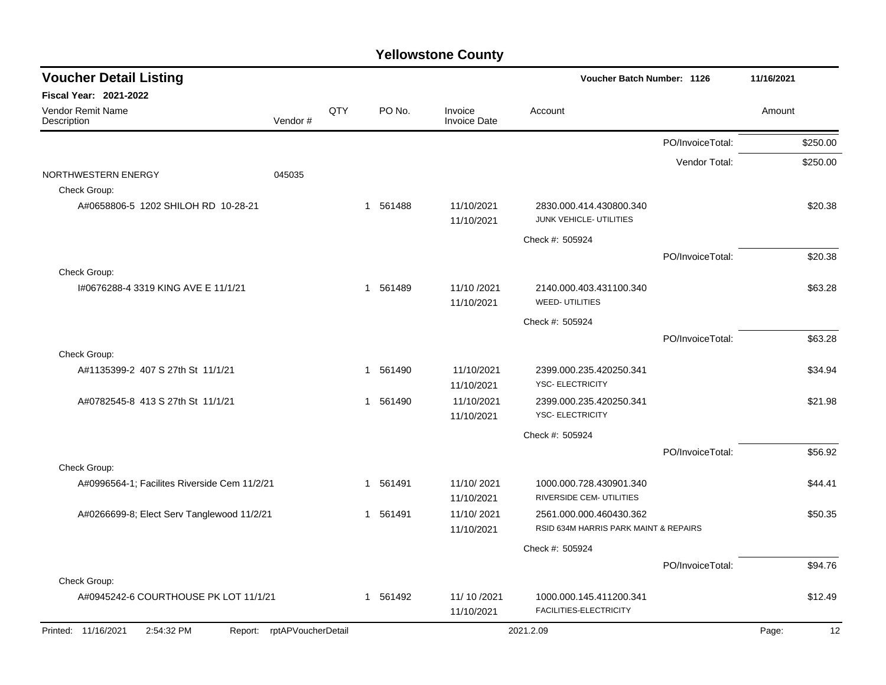# Yellowstone County

## Voucher Detail Listing

**Voucher Batch Number: 1126** 11/16/2021

**Fiscal Year: 2021-2022**

| Vendor Remit Name / Description | Vendor # | QTY | PO No. | Invoice / Invoice Date | Account | | Amount |
|---|---|---|---|---|---|---|---|
| | | | | | | PO/InvoiceTotal: | $250.00 |
| | | | | | | Vendor Total: | $250.00 |
| NORTHWESTERN ENERGY | 045035 | | | | | | |
| Check Group: | | | | | | | |
| A#0658806-5 1202 SHILOH RD 10-28-21 | | 1 | 561488 | 11/10/2021 / 11/10/2021 | 2830.000.414.430800.340 JUNK VEHICLE- UTILITIES | | $20.38 |
| | | | | | Check #: 505924 | | |
| | | | | | | PO/InvoiceTotal: | $20.38 |
| Check Group: | | | | | | | |
| I#0676288-4 3319 KING AVE E 11/1/21 | | 1 | 561489 | 11/10 /2021 / 11/10/2021 | 2140.000.403.431100.340 WEED- UTILITIES | | $63.28 |
| | | | | | Check #: 505924 | | |
| | | | | | | PO/InvoiceTotal: | $63.28 |
| Check Group: | | | | | | | |
| A#1135399-2 407 S 27th St 11/1/21 | | 1 | 561490 | 11/10/2021 / 11/10/2021 | 2399.000.235.420250.341 YSC- ELECTRICITY | | $34.94 |
| A#0782545-8 413 S 27th St 11/1/21 | | 1 | 561490 | 11/10/2021 / 11/10/2021 | 2399.000.235.420250.341 YSC- ELECTRICITY | | $21.98 |
| | | | | | Check #: 505924 | | |
| | | | | | | PO/InvoiceTotal: | $56.92 |
| Check Group: | | | | | | | |
| A#0996564-1; Facilites Riverside Cem 11/2/21 | | 1 | 561491 | 11/10/ 2021 / 11/10/2021 | 1000.000.728.430901.340 RIVERSIDE CEM- UTILITIES | | $44.41 |
| A#0266699-8; Elect Serv Tanglewood 11/2/21 | | 1 | 561491 | 11/10/ 2021 / 11/10/2021 | 2561.000.000.460430.362 RSID 634M HARRIS PARK MAINT & REPAIRS | | $50.35 |
| | | | | | Check #: 505924 | | |
| | | | | | | PO/InvoiceTotal: | $94.76 |
| Check Group: | | | | | | | |
| A#0945242-6 COURTHOUSE PK LOT 11/1/21 | | 1 | 561492 | 11/ 10 /2021 / 11/10/2021 | 1000.000.145.411200.341 FACILITIES-ELECTRICITY | | $12.49 |

Printed: 11/16/2021 2:54:32 PM Report: rptAPVoucherDetail 2021.2.09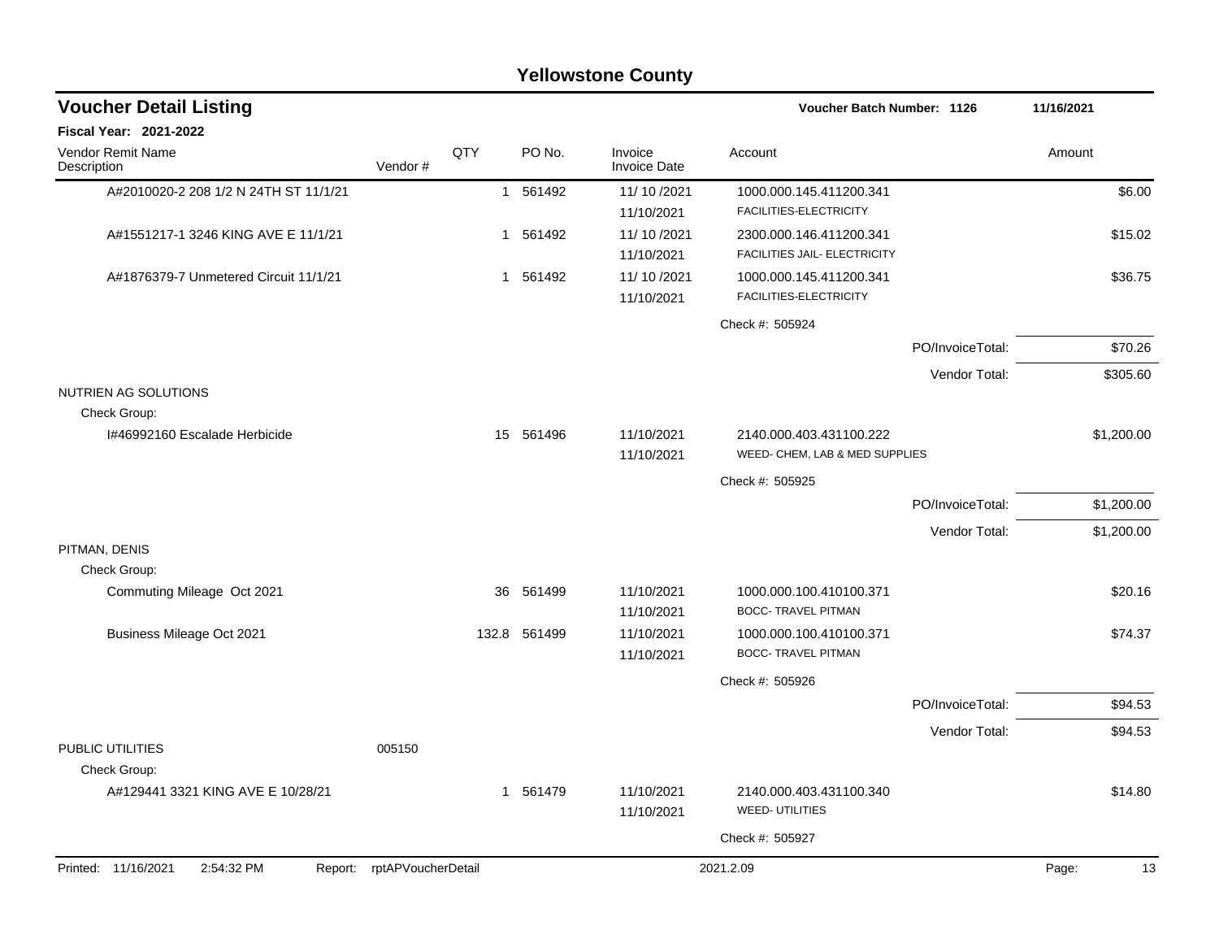# Yellowstone County

## Voucher Detail Listing

**Voucher Batch Number: 1126** 11/16/2021

**Fiscal Year: 2021-2022**

| Vendor Remit Name / Description | Vendor # | QTY | PO No. | Invoice / Invoice Date | Account | Amount |
|---|---|---|---|---|---|---|
| A#2010020-2 208 1/2 N 24TH ST 11/1/21 | | 1 | 561492 | 11/ 10 /2021<br>11/10/2021 | 1000.000.145.411200.341<br>FACILITIES-ELECTRICITY | $6.00 |
| A#1551217-1 3246 KING AVE E 11/1/21 | | 1 | 561492 | 11/ 10 /2021<br>11/10/2021 | 2300.000.146.411200.341<br>FACILITIES JAIL- ELECTRICITY | $15.02 |
| A#1876379-7 Unmetered Circuit 11/1/21 | | 1 | 561492 | 11/ 10 /2021<br>11/10/2021 | 1000.000.145.411200.341<br>FACILITIES-ELECTRICITY | $36.75 |
| | | | | | Check #: 505924 | |
| | | | | | PO/InvoiceTotal: | $70.26 |
| | | | | | Vendor Total: | $305.60 |
| NUTRIEN AG SOLUTIONS | | | | | | |
| Check Group: | | | | | | |
| I#46992160 Escalade Herbicide | | 15 | 561496 | 11/10/2021<br>11/10/2021 | 2140.000.403.431100.222<br>WEED- CHEM, LAB & MED SUPPLIES | $1,200.00 |
| | | | | | Check #: 505925 | |
| | | | | | PO/InvoiceTotal: | $1,200.00 |
| | | | | | Vendor Total: | $1,200.00 |
| PITMAN, DENIS | | | | | | |
| Check Group: | | | | | | |
| Commuting Mileage Oct 2021 | | 36 | 561499 | 11/10/2021<br>11/10/2021 | 1000.000.100.410100.371<br>BOCC- TRAVEL PITMAN | $20.16 |
| Business Mileage Oct 2021 | | 132.8 | 561499 | 11/10/2021<br>11/10/2021 | 1000.000.100.410100.371<br>BOCC- TRAVEL PITMAN | $74.37 |
| | | | | | Check #: 505926 | |
| | | | | | PO/InvoiceTotal: | $94.53 |
| | | | | | Vendor Total: | $94.53 |
| PUBLIC UTILITIES | 005150 | | | | | |
| Check Group: | | | | | | |
| A#129441 3321 KING AVE E 10/28/21 | | 1 | 561479 | 11/10/2021<br>11/10/2021 | 2140.000.403.431100.340<br>WEED- UTILITIES | $14.80 |
| | | | | | Check #: 505927 | |

Printed: 11/16/2021 2:54:32 PM Report: rptAPVoucherDetail 2021.2.09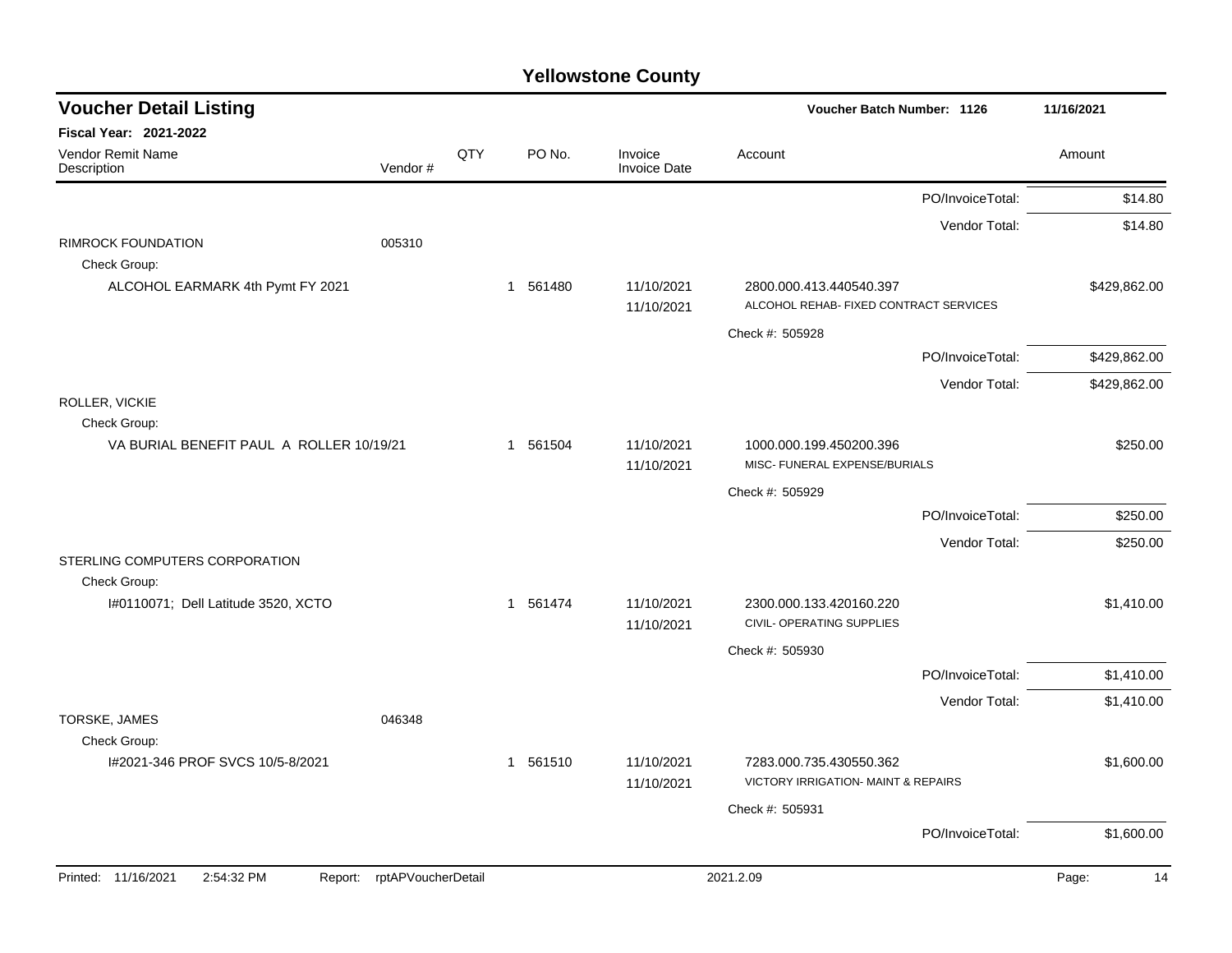# Yellowstone County

## Voucher Detail Listing

**Voucher Batch Number: 1126** 11/16/2021

**Fiscal Year: 2021-2022**

| Vendor Remit Name / Description | Vendor # | QTY | PO No. | Invoice / Invoice Date | Account | Amount |
|---|---|---|---|---|---|---|
| | | | | | PO/InvoiceTotal: | $14.80 |
| | | | | | Vendor Total: | $14.80 |
| RIMROCK FOUNDATION | 005310 | | | | | |
| Check Group: | | | | | | |
| ALCOHOL EARMARK 4th Pymt FY 2021 | | 1 | 561480 | 11/10/2021<br>11/10/2021 | 2800.000.413.440540.397<br>ALCOHOL REHAB- FIXED CONTRACT SERVICES | $429,862.00 |
| | | | | | Check #: 505928 | |
| | | | | | PO/InvoiceTotal: | $429,862.00 |
| | | | | | Vendor Total: | $429,862.00 |
| ROLLER, VICKIE | | | | | | |
| Check Group: | | | | | | |
| VA BURIAL BENEFIT PAUL A ROLLER 10/19/21 | | 1 | 561504 | 11/10/2021<br>11/10/2021 | 1000.000.199.450200.396<br>MISC- FUNERAL EXPENSE/BURIALS | $250.00 |
| | | | | | Check #: 505929 | |
| | | | | | PO/InvoiceTotal: | $250.00 |
| | | | | | Vendor Total: | $250.00 |
| STERLING COMPUTERS CORPORATION | | | | | | |
| Check Group: | | | | | | |
| I#0110071; Dell Latitude 3520, XCTO | | 1 | 561474 | 11/10/2021<br>11/10/2021 | 2300.000.133.420160.220<br>CIVIL- OPERATING SUPPLIES | $1,410.00 |
| | | | | | Check #: 505930 | |
| | | | | | PO/InvoiceTotal: | $1,410.00 |
| | | | | | Vendor Total: | $1,410.00 |
| TORSKE, JAMES | 046348 | | | | | |
| Check Group: | | | | | | |
| I#2021-346 PROF SVCS 10/5-8/2021 | | 1 | 561510 | 11/10/2021<br>11/10/2021 | 7283.000.735.430550.362<br>VICTORY IRRIGATION- MAINT & REPAIRS | $1,600.00 |
| | | | | | Check #: 505931 | |
| | | | | | PO/InvoiceTotal: | $1,600.00 |

Printed: 11/16/2021 2:54:32 PM Report: rptAPVoucherDetail 2021.2.09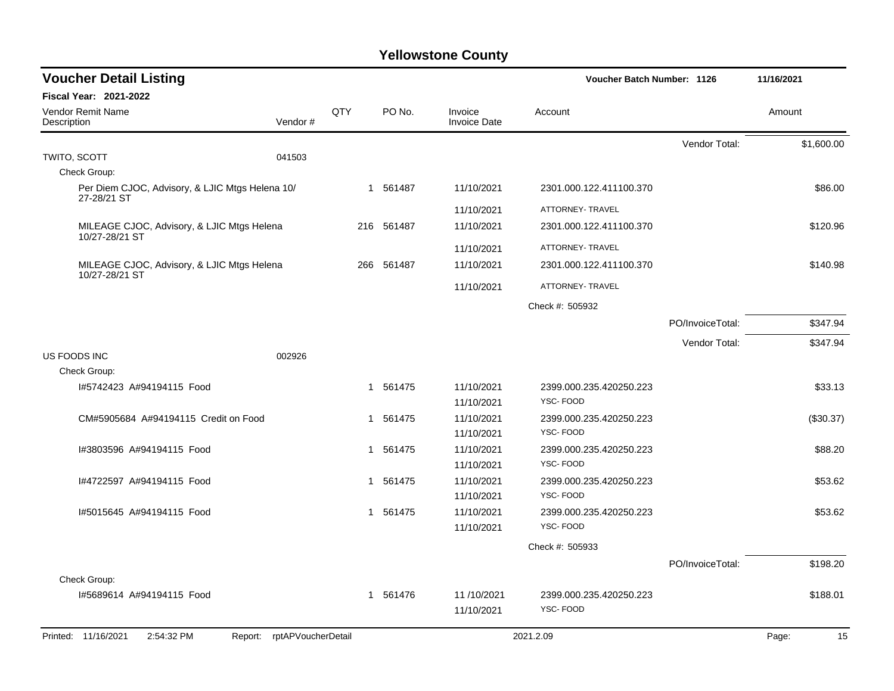# Yellowstone County

## Voucher Detail Listing

**Voucher Batch Number: 1126** — 11/16/2021

**Fiscal Year: 2021-2022**

| Vendor Remit Name / Description | Vendor # | QTY | PO No. | Invoice / Invoice Date | Account | | Amount |
|---|---|---|---|---|---|---|---|
| | | | | | | Vendor Total: | $1,600.00 |
| TWITO, SCOTT | 041503 | | | | | | |
| Check Group: | | | | | | | |
| Per Diem CJOC, Advisory, & LJIC Mtgs Helena 10/27-28/21 ST | | 1 | 561487 | 11/10/2021 | 2301.000.122.411100.370 | | $86.00 |
| | | | | 11/10/2021 | ATTORNEY- TRAVEL | | |
| MILEAGE CJOC, Advisory, & LJIC Mtgs Helena 10/27-28/21 ST | | 216 | 561487 | 11/10/2021 | 2301.000.122.411100.370 | | $120.96 |
| | | | | 11/10/2021 | ATTORNEY- TRAVEL | | |
| MILEAGE CJOC, Advisory, & LJIC Mtgs Helena 10/27-28/21 ST | | 266 | 561487 | 11/10/2021 | 2301.000.122.411100.370 | | $140.98 |
| | | | | 11/10/2021 | ATTORNEY- TRAVEL | | |
| | | | | | Check #: 505932 | | |
| | | | | | | PO/InvoiceTotal: | $347.94 |
| | | | | | | Vendor Total: | $347.94 |
| US FOODS INC | 002926 | | | | | | |
| Check Group: | | | | | | | |
| I#5742423 A#94194115 Food | | 1 | 561475 | 11/10/2021 | 2399.000.235.420250.223 | | $33.13 |
| | | | | 11/10/2021 | YSC- FOOD | | |
| CM#5905684 A#94194115 Credit on Food | | 1 | 561475 | 11/10/2021 | 2399.000.235.420250.223 | | ($30.37) |
| | | | | 11/10/2021 | YSC- FOOD | | |
| I#3803596 A#94194115 Food | | 1 | 561475 | 11/10/2021 | 2399.000.235.420250.223 | | $88.20 |
| | | | | 11/10/2021 | YSC- FOOD | | |
| I#4722597 A#94194115 Food | | 1 | 561475 | 11/10/2021 | 2399.000.235.420250.223 | | $53.62 |
| | | | | 11/10/2021 | YSC- FOOD | | |
| I#5015645 A#94194115 Food | | 1 | 561475 | 11/10/2021 | 2399.000.235.420250.223 | | $53.62 |
| | | | | 11/10/2021 | YSC- FOOD | | |
| | | | | | Check #: 505933 | | |
| | | | | | | PO/InvoiceTotal: | $198.20 |
| Check Group: | | | | | | | |
| I#5689614 A#94194115 Food | | 1 | 561476 | 11 /10/2021 | 2399.000.235.420250.223 | | $188.01 |
| | | | | 11/10/2021 | YSC- FOOD | | |

Printed: 11/16/2021 2:54:32 PM Report: rptAPVoucherDetail 2021.2.09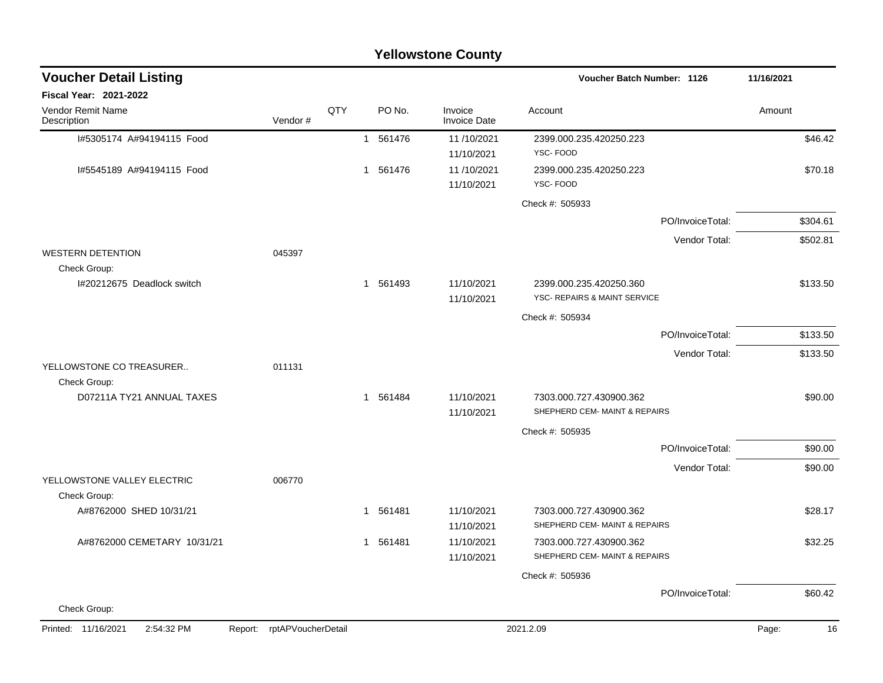# Yellowstone County

## Voucher Detail Listing

**Voucher Batch Number: 1126** 11/16/2021

**Fiscal Year: 2021-2022**

| Vendor Remit Name / Description | Vendor # | QTY | PO No. | Invoice / Invoice Date | Account | Amount |
|---|---|---|---|---|---|---|
| I#5305174 A#94194115 Food | | 1 | 561476 | 11 /10/2021<br>11/10/2021 | 2399.000.235.420250.223<br>YSC- FOOD | $46.42 |
| I#5545189 A#94194115 Food | | 1 | 561476 | 11 /10/2021<br>11/10/2021 | 2399.000.235.420250.223<br>YSC- FOOD | $70.18 |
| | | | | | Check #: 505933 | |
| | | | | | PO/InvoiceTotal: | $304.61 |
| | | | | | Vendor Total: | $502.81 |
| WESTERN DETENTION | 045397 | | | | | |
| Check Group: | | | | | | |
| I#20212675 Deadlock switch | | 1 | 561493 | 11/10/2021<br>11/10/2021 | 2399.000.235.420250.360<br>YSC- REPAIRS & MAINT SERVICE | $133.50 |
| | | | | | Check #: 505934 | |
| | | | | | PO/InvoiceTotal: | $133.50 |
| | | | | | Vendor Total: | $133.50 |
| YELLOWSTONE CO TREASURER.. | 011131 | | | | | |
| Check Group: | | | | | | |
| D07211A TY21 ANNUAL TAXES | | 1 | 561484 | 11/10/2021<br>11/10/2021 | 7303.000.727.430900.362<br>SHEPHERD CEM- MAINT & REPAIRS | $90.00 |
| | | | | | Check #: 505935 | |
| | | | | | PO/InvoiceTotal: | $90.00 |
| | | | | | Vendor Total: | $90.00 |
| YELLOWSTONE VALLEY ELECTRIC | 006770 | | | | | |
| Check Group: | | | | | | |
| A#8762000 SHED 10/31/21 | | 1 | 561481 | 11/10/2021<br>11/10/2021 | 7303.000.727.430900.362<br>SHEPHERD CEM- MAINT & REPAIRS | $28.17 |
| A#8762000 CEMETARY 10/31/21 | | 1 | 561481 | 11/10/2021<br>11/10/2021 | 7303.000.727.430900.362<br>SHEPHERD CEM- MAINT & REPAIRS | $32.25 |
| | | | | | Check #: 505936 | |
| | | | | | PO/InvoiceTotal: | $60.42 |
| Check Group: | | | | | | |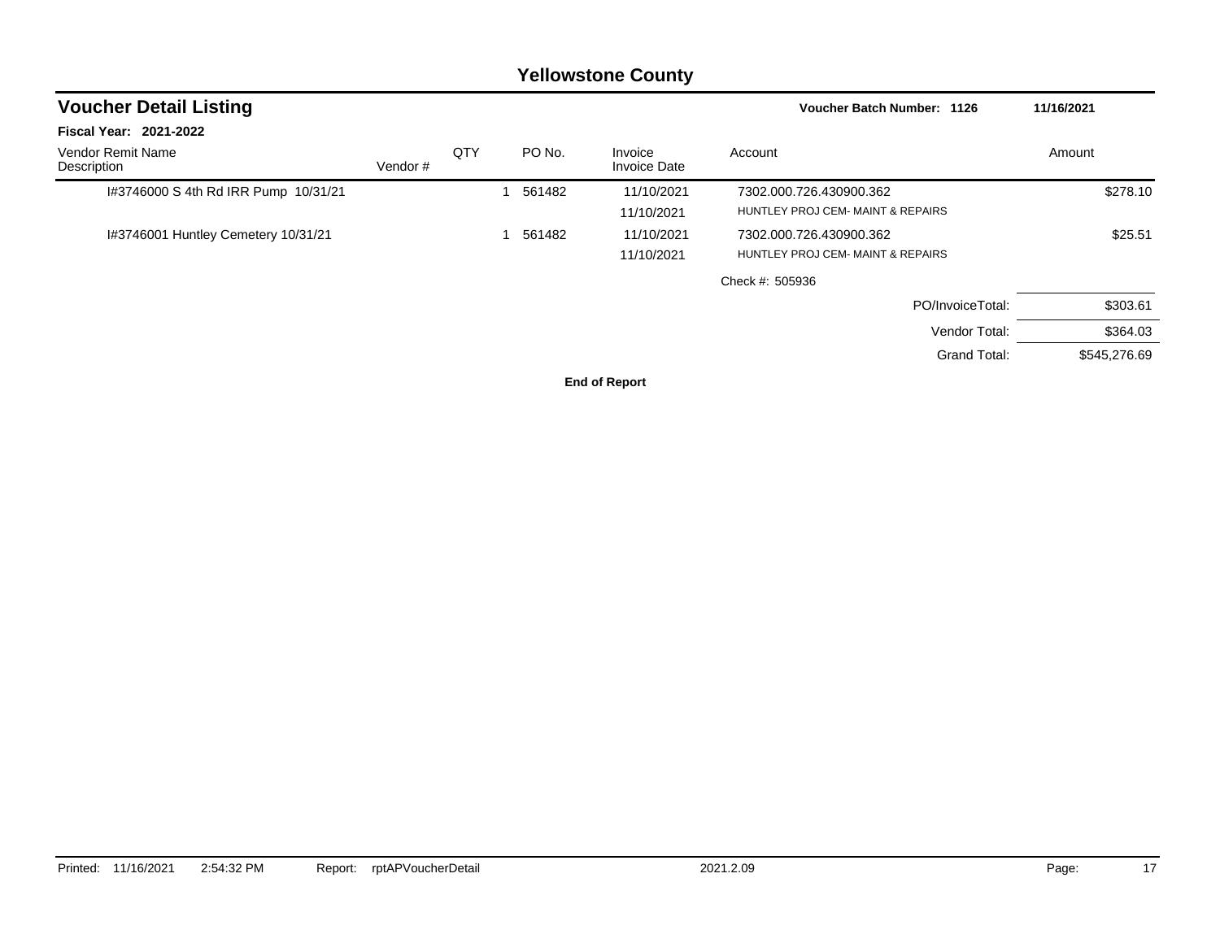# Yellowstone County

## Voucher Detail Listing

**Voucher Batch Number: 1126** **11/16/2021**

**Fiscal Year: 2021-2022**

| Vendor Remit Name / Description | Vendor # | QTY | PO No. | Invoice / Invoice Date | Account | Amount |
|---|---|---|---|---|---|---|
| I#3746000 S 4th Rd IRR Pump 10/31/21 | | 1 | 561482 | 11/10/2021 / 11/10/2021 | 7302.000.726.430900.362 HUNTLEY PROJ CEM- MAINT & REPAIRS | $278.10 |
| I#3746001 Huntley Cemetery 10/31/21 | | 1 | 561482 | 11/10/2021 / 11/10/2021 | 7302.000.726.430900.362 HUNTLEY PROJ CEM- MAINT & REPAIRS | $25.51 |
| | | | | | Check #: 505936 | |
| | | | | | PO/InvoiceTotal: | $303.61 |
| | | | | | Vendor Total: | $364.03 |
| | | | | | Grand Total: | $545,276.69 |

**End of Report**

Printed: 11/16/2021 2:54:32 PM Report: rptAPVoucherDetail 2021.2.09